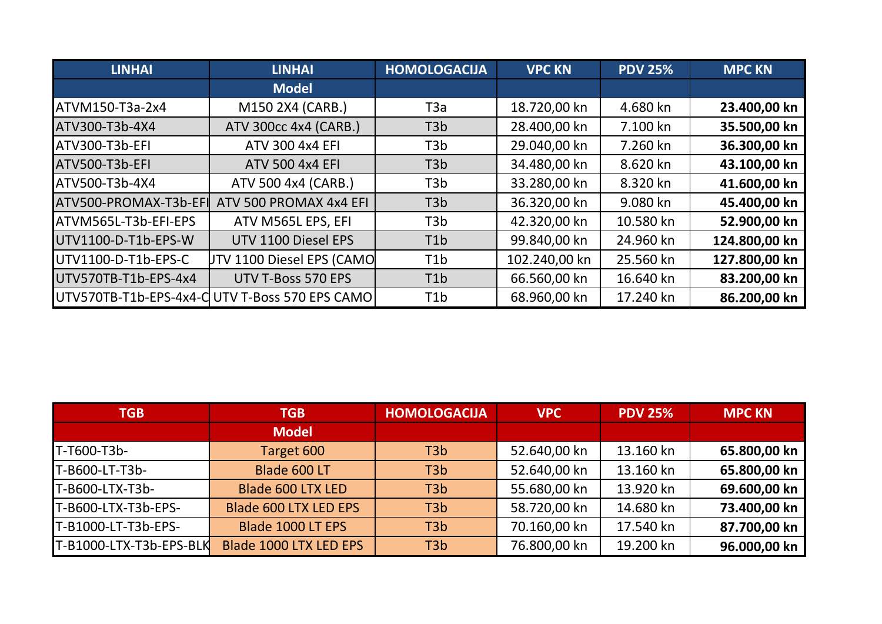| LINHAI | LINHAI | HOMOLOGACIJA | VPC KN | PDV 25% | MPC KN |
|---|---|---|---|---|---|
| | Model | | | | |
| ATVM150-T3a-2x4 | M150 2X4 (CARB.) | T3a | 18.720,00 kn | 4.680 kn | **23.400,00 kn** |
| ATV300-T3b-4X4 | ATV 300cc 4x4 (CARB.) | T3b | 28.400,00 kn | 7.100 kn | **35.500,00 kn** |
| ATV300-T3b-EFI | ATV 300 4x4 EFI | T3b | 29.040,00 kn | 7.260 kn | **36.300,00 kn** |
| ATV500-T3b-EFI | ATV 500 4x4 EFI | T3b | 34.480,00 kn | 8.620 kn | **43.100,00 kn** |
| ATV500-T3b-4X4 | ATV 500 4x4 (CARB.) | T3b | 33.280,00 kn | 8.320 kn | **41.600,00 kn** |
| ATV500-PROMAX-T3b-EFI | ATV 500 PROMAX 4x4 EFI | T3b | 36.320,00 kn | 9.080 kn | **45.400,00 kn** |
| ATVM565L-T3b-EFI-EPS | ATV M565L EPS, EFI | T3b | 42.320,00 kn | 10.580 kn | **52.900,00 kn** |
| UTV1100-D-T1b-EPS-W | UTV 1100 Diesel EPS | T1b | 99.840,00 kn | 24.960 kn | **124.800,00 kn** |
| UTV1100-D-T1b-EPS-C | UTV 1100 Diesel EPS (CAMO | T1b | 102.240,00 kn | 25.560 kn | **127.800,00 kn** |
| UTV570TB-T1b-EPS-4x4 | UTV T-Boss 570 EPS | T1b | 66.560,00 kn | 16.640 kn | **83.200,00 kn** |
| UTV570TB-T1b-EPS-4x4-C | UTV T-Boss 570 EPS CAMO | T1b | 68.960,00 kn | 17.240 kn | **86.200,00 kn** |

| TGB | TGB | HOMOLOGACIJA | VPC | PDV 25% | MPC KN |
|---|---|---|---|---|---|
| | Model | | | | |
| T-T600-T3b- | Target 600 | T3b | 52.640,00 kn | 13.160 kn | **65.800,00 kn** |
| T-B600-LT-T3b- | Blade 600 LT | T3b | 52.640,00 kn | 13.160 kn | **65.800,00 kn** |
| T-B600-LTX-T3b- | Blade 600 LTX LED | T3b | 55.680,00 kn | 13.920 kn | **69.600,00 kn** |
| T-B600-LTX-T3b-EPS- | Blade 600 LTX LED EPS | T3b | 58.720,00 kn | 14.680 kn | **73.400,00 kn** |
| T-B1000-LT-T3b-EPS- | Blade 1000 LT EPS | T3b | 70.160,00 kn | 17.540 kn | **87.700,00 kn** |
| T-B1000-LTX-T3b-EPS-BLK | Blade 1000 LTX LED EPS | T3b | 76.800,00 kn | 19.200 kn | **96.000,00 kn** |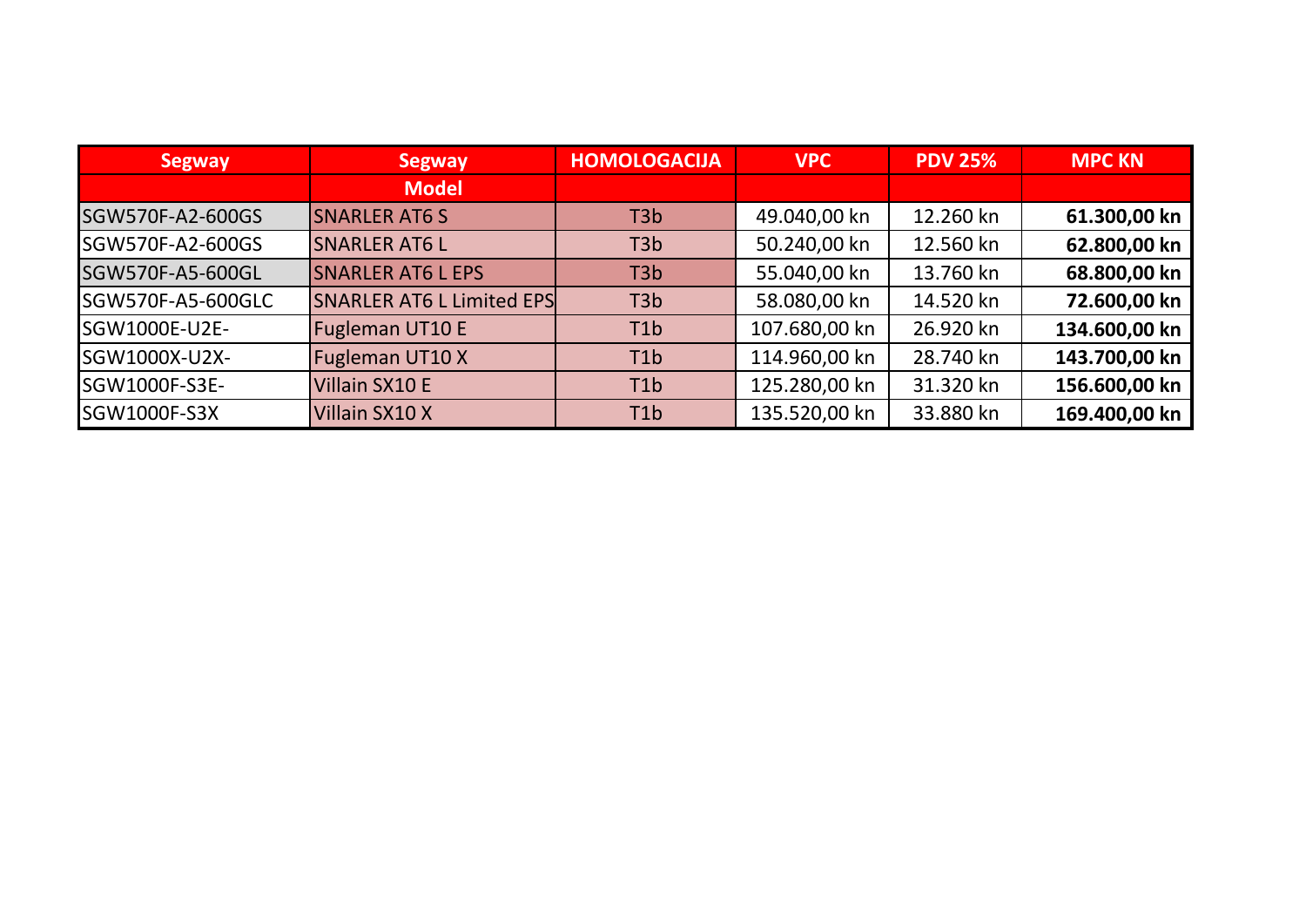| Segway | Segway Model | HOMOLOGACIJA | VPC | PDV 25% | MPC KN |
|---|---|---|---|---|---|
| SGW570F-A2-600GS | SNARLER AT6 S | T3b | 49.040,00 kn | 12.260 kn | **61.300,00 kn** |
| SGW570F-A2-600GS | SNARLER AT6 L | T3b | 50.240,00 kn | 12.560 kn | **62.800,00 kn** |
| SGW570F-A5-600GL | SNARLER AT6 L EPS | T3b | 55.040,00 kn | 13.760 kn | **68.800,00 kn** |
| SGW570F-A5-600GLC | SNARLER AT6 L Limited EPS | T3b | 58.080,00 kn | 14.520 kn | **72.600,00 kn** |
| SGW1000E-U2E- | Fugleman UT10 E | T1b | 107.680,00 kn | 26.920 kn | **134.600,00 kn** |
| SGW1000X-U2X- | Fugleman UT10 X | T1b | 114.960,00 kn | 28.740 kn | **143.700,00 kn** |
| SGW1000F-S3E- | Villain SX10 E | T1b | 125.280,00 kn | 31.320 kn | **156.600,00 kn** |
| SGW1000F-S3X | Villain SX10 X | T1b | 135.520,00 kn | 33.880 kn | **169.400,00 kn** |